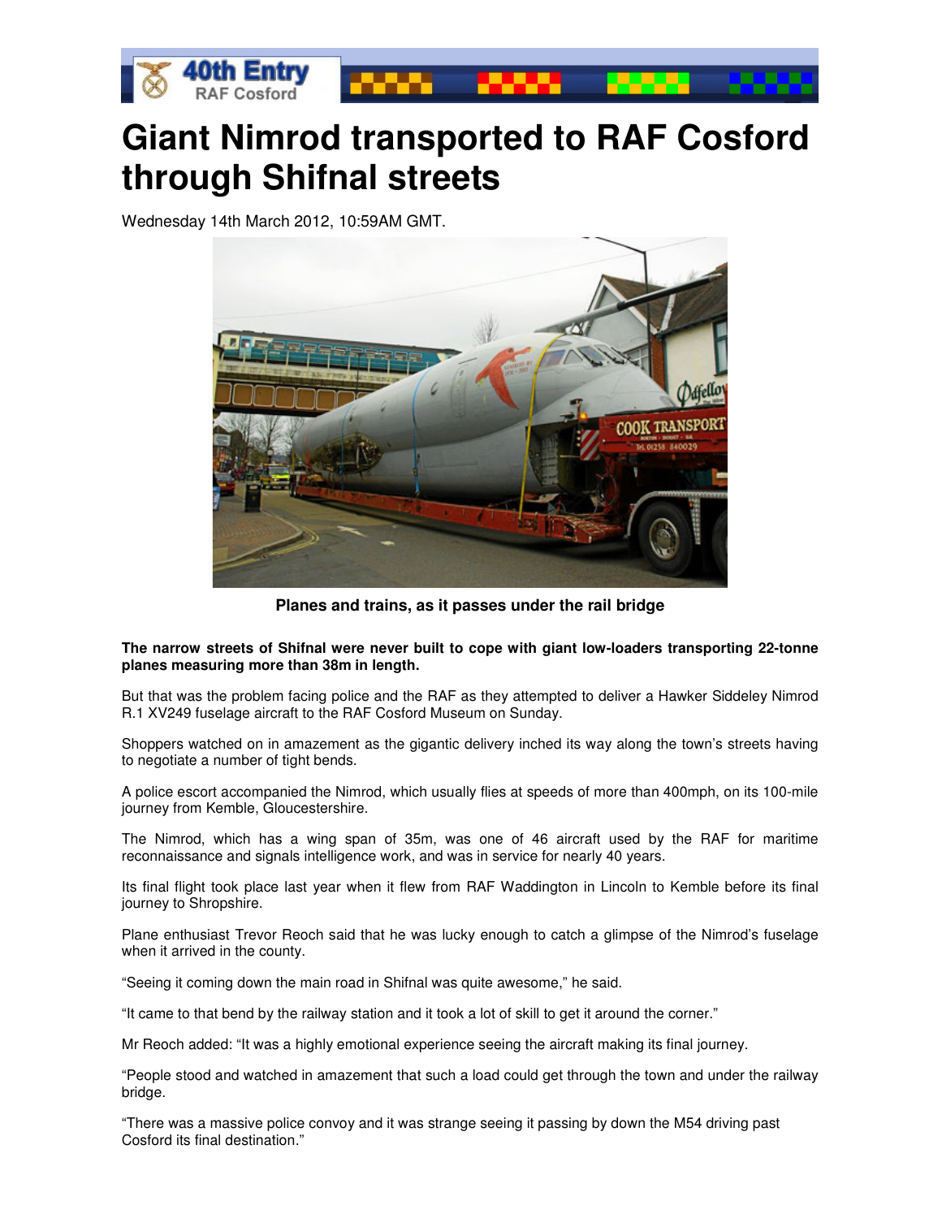# Giant Nimrod transported to RAF Cosford through Shifnal streets

Wednesday 14th March 2012, 10:59AM GMT.

**Planes and trains, as it passes under the rail bridge**

**The narrow streets of Shifnal were never built to cope with giant low-loaders transporting 22-tonne planes measuring more than 38m in length.**

But that was the problem facing police and the RAF as they attempted to deliver a Hawker Siddeley Nimrod R.1 XV249 fuselage aircraft to the RAF Cosford Museum on Sunday.

Shoppers watched on in amazement as the gigantic delivery inched its way along the town's streets having to negotiate a number of tight bends.

A police escort accompanied the Nimrod, which usually flies at speeds of more than 400mph, on its 100-mile journey from Kemble, Gloucestershire.

The Nimrod, which has a wing span of 35m, was one of 46 aircraft used by the RAF for maritime reconnaissance and signals intelligence work, and was in service for nearly 40 years.

Its final flight took place last year when it flew from RAF Waddington in Lincoln to Kemble before its final journey to Shropshire.

Plane enthusiast Trevor Reoch said that he was lucky enough to catch a glimpse of the Nimrod's fuselage when it arrived in the county.

"Seeing it coming down the main road in Shifnal was quite awesome," he said.

"It came to that bend by the railway station and it took a lot of skill to get it around the corner."

Mr Reoch added: "It was a highly emotional experience seeing the aircraft making its final journey.

"People stood and watched in amazement that such a load could get through the town and under the railway bridge.

"There was a massive police convoy and it was strange seeing it passing by down the M54 driving past Cosford its final destination."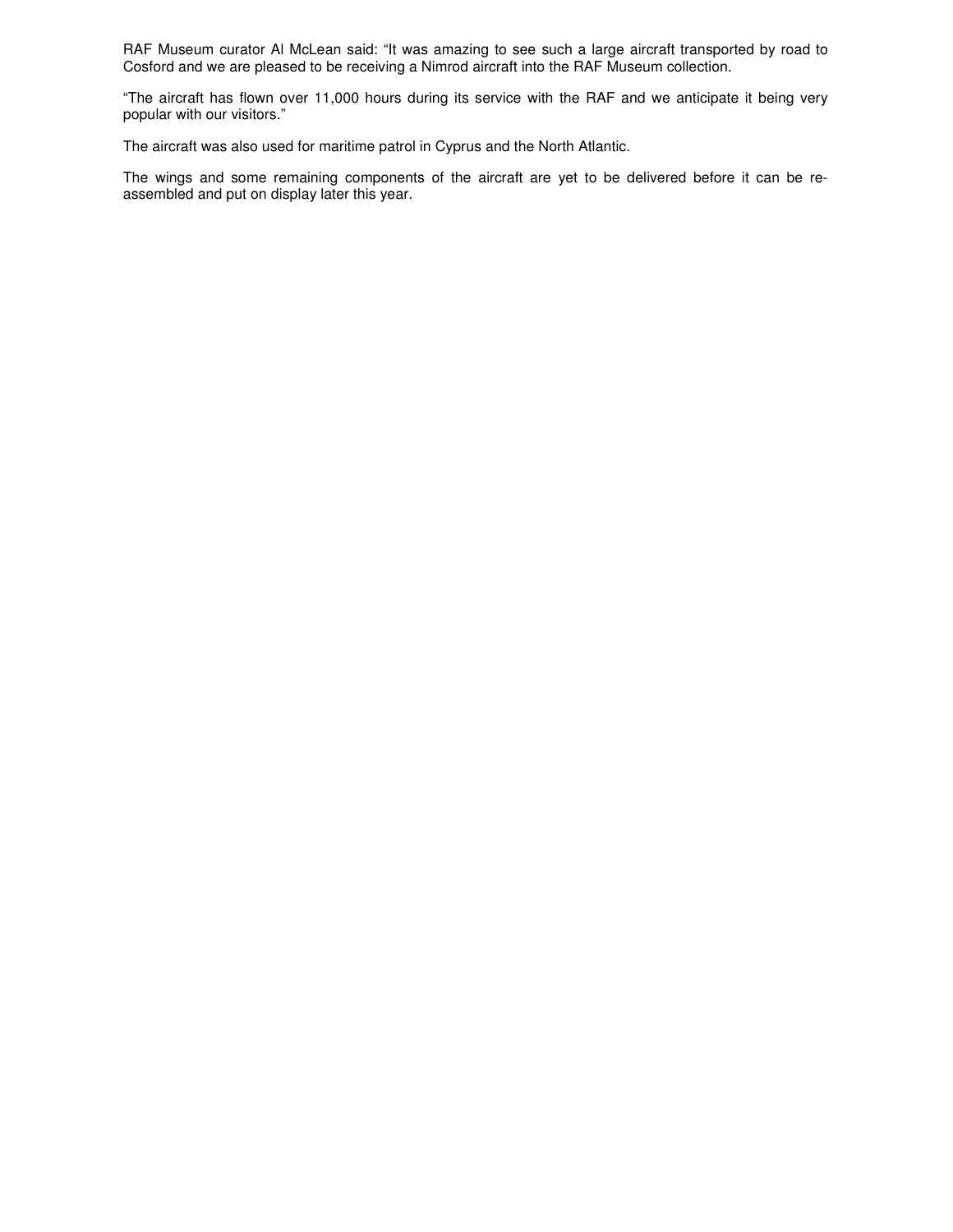RAF Museum curator Al McLean said: “It was amazing to see such a large aircraft transported by road to Cosford and we are pleased to be receiving a Nimrod aircraft into the RAF Museum collection.

“The aircraft has flown over 11,000 hours during its service with the RAF and we anticipate it being very popular with our visitors.”

The aircraft was also used for maritime patrol in Cyprus and the North Atlantic.

The wings and some remaining components of the aircraft are yet to be delivered before it can be re-assembled and put on display later this year.